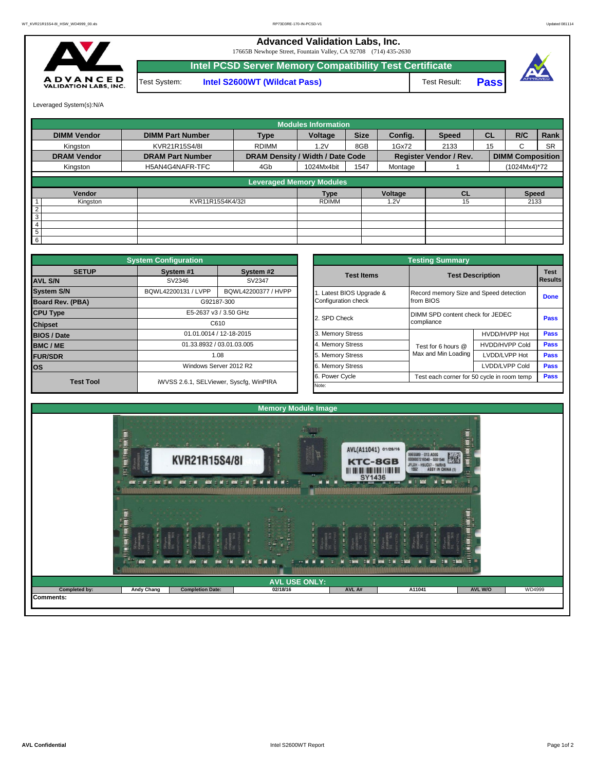# Advanced Validation Labs, Inc.

17665B Newhope Street, Fountain Valley, CA 92708 (714) 435-2630

## Intel PCSD Server Memory Compatibility Test Certificate

Test System: **Intel S2600WT (Wildcat Pass)** Test Result: **Pass**

Leveraged System(s):N/A

| Modules Information | | | | | | | | | |
|---|---|---|---|---|---|---|---|---|---|
| **DIMM Vendor** | **DIMM Part Number** | **Type** | **Voltage** | **Size** | **Config.** | **Speed** | **CL** | **R/C** | **Rank** |
| Kingston | KVR21R15S4/8I | RDIMM | 1.2V | 8GB | 1Gx72 | 2133 | 15 | C | SR |
| **DRAM Vendor** | **DRAM Part Number** | **DRAM Density / Width / Date Code** | | | **Register Vendor / Rev.** | | **DIMM Composition** | | |
| Kingston | H5AN4G4NAFR-TFC | 4Gb | 1024Mx4bit | 1547 | Montage | 1 | (1024Mx4)*72 | | |

| Leveraged Memory Modules | | | | | | |
|---|---|---|---|---|---|---|
| | **Vendor** | | **Type** | **Voltage** | **CL** | **Speed** |
| 1 | Kingston | KVR11R15S4K4/32I | RDIMM | 1.2V | 15 | 2133 |
| 2 | | | | | | |
| 3 | | | | | | |
| 4 | | | | | | |
| 5 | | | | | | |
| 6 | | | | | | |

| System Configuration | | |
|---|---|---|
| **SETUP** | **System #1** | **System #2** |
| **AVL S/N** | SV2346 | SV2347 |
| **System S/N** | BQWL42200131 / LVPP | BQWL42200377 / HVPP |
| **Board Rev. (PBA)** | G92187-300 | |
| **CPU Type** | E5-2637 v3 / 3.50 GHz | |
| **Chipset** | C610 | |
| **BIOS / Date** | 01.01.0014 / 12-18-2015 | |
| **BMC / ME** | 01.33.8932 / 03.01.03.005 | |
| **FUR/SDR** | 1.08 | |
| **OS** | Windows Server 2012 R2 | |
| **Test Tool** | iWVSS 2.6.1, SELViewer, Syscfg, WinPIRA | |

| Testing Summary | | | |
|---|---|---|---|
| **Test Items** | **Test Description** | | **Test Results** |
| 1. Latest BIOS Upgrade & Configuration check | Record memory Size and Speed detection from BIOS | | **Done** |
| 2. SPD Check | DIMM SPD content check for JEDEC compliance | | **Pass** |
| 3. Memory Stress | Test for 6 hours @ Max and Min Loading | HVDD/HVPP Hot | **Pass** |
| 4. Memory Stress | | HVDD/HVPP Cold | **Pass** |
| 5. Memory Stress | | LVDD/LVPP Hot | **Pass** |
| 6. Memory Stress | | LVDD/LVPP Cold | **Pass** |
| 6. Power Cycle | Test each corner for 50 cycle in room temp | | **Pass** |
| Note: | | | |

## Memory Module Image

## AVL USE ONLY:

| Completed by: | Andy Chang | Completion Date: | 02/18/16 | AVL A# | A11041 | AVL W/O | WD4999 |
|---|---|---|---|---|---|---|---|

**Comments:**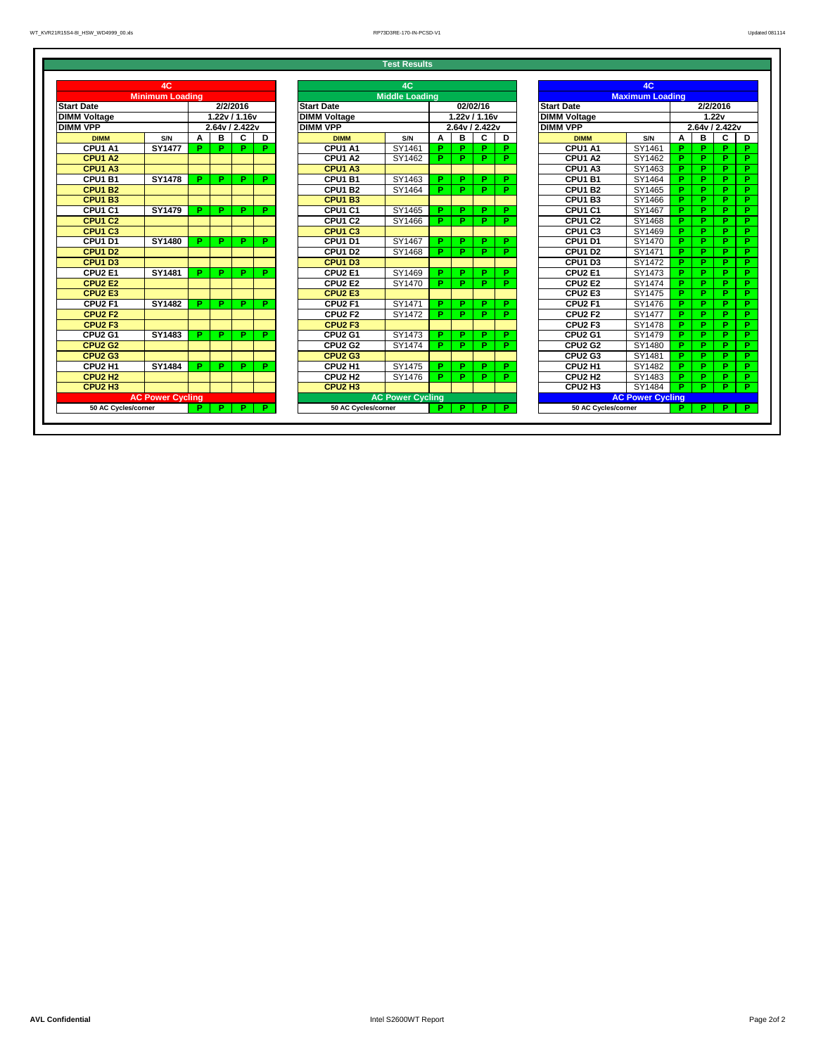## Test Results

| 4C Minimum Loading | | | | | |
|---|---|---|---|---|---|
| Start Date | | 2/2/2016 | | | |
| DIMM Voltage | | 1.22v / 1.16v | | | |
| DIMM VPP | | 2.64v / 2.422v | | | |
| DIMM | S/N | A | B | C | D |
| CPU1 A1 | SY1477 | P | P | P | P |
| CPU1 A2 | | | | | |
| CPU1 A3 | | | | | |
| CPU1 B1 | SY1478 | P | P | P | P |
| CPU1 B2 | | | | | |
| CPU1 B3 | | | | | |
| CPU1 C1 | SY1479 | P | P | P | P |
| CPU1 C2 | | | | | |
| CPU1 C3 | | | | | |
| CPU1 D1 | SY1480 | P | P | P | P |
| CPU1 D2 | | | | | |
| CPU1 D3 | | | | | |
| CPU2 E1 | SY1481 | P | P | P | P |
| CPU2 E2 | | | | | |
| CPU2 E3 | | | | | |
| CPU2 F1 | SY1482 | P | P | P | P |
| CPU2 F2 | | | | | |
| CPU2 F3 | | | | | |
| CPU2 G1 | SY1483 | P | P | P | P |
| CPU2 G2 | | | | | |
| CPU2 G3 | | | | | |
| CPU2 H1 | SY1484 | P | P | P | P |
| CPU2 H2 | | | | | |
| CPU2 H3 | | | | | |
| AC Power Cycling | | | | | |
| 50 AC Cycles/corner | | P | P | P | P |

| 4C Middle Loading | | | | | |
|---|---|---|---|---|---|
| Start Date | | 02/02/16 | | | |
| DIMM Voltage | | 1.22v / 1.16v | | | |
| DIMM VPP | | 2.64v / 2.422v | | | |
| DIMM | S/N | A | B | C | D |
| CPU1 A1 | SY1461 | P | P | P | P |
| CPU1 A2 | SY1462 | P | P | P | P |
| CPU1 A3 | | | | | |
| CPU1 B1 | SY1463 | P | P | P | P |
| CPU1 B2 | SY1464 | P | P | P | P |
| CPU1 B3 | | | | | |
| CPU1 C1 | SY1465 | P | P | P | P |
| CPU1 C2 | SY1466 | P | P | P | P |
| CPU1 C3 | | | | | |
| CPU1 D1 | SY1467 | P | P | P | P |
| CPU1 D2 | SY1468 | P | P | P | P |
| CPU1 D3 | | | | | |
| CPU2 E1 | SY1469 | P | P | P | P |
| CPU2 E2 | SY1470 | P | P | P | P |
| CPU2 E3 | | | | | |
| CPU2 F1 | SY1471 | P | P | P | P |
| CPU2 F2 | SY1472 | P | P | P | P |
| CPU2 F3 | | | | | |
| CPU2 G1 | SY1473 | P | P | P | P |
| CPU2 G2 | SY1474 | P | P | P | P |
| CPU2 G3 | | | | | |
| CPU2 H1 | SY1475 | P | P | P | P |
| CPU2 H2 | SY1476 | P | P | P | P |
| CPU2 H3 | | | | | |
| AC Power Cycling | | | | | |
| 50 AC Cycles/corner | | P | P | P | P |

| 4C Maximum Loading | | | | | |
|---|---|---|---|---|---|
| Start Date | | 2/2/2016 | | | |
| DIMM Voltage | | 1.22v | | | |
| DIMM VPP | | 2.64v / 2.422v | | | |
| DIMM | S/N | A | B | C | D |
| CPU1 A1 | SY1461 | P | P | P | P |
| CPU1 A2 | SY1462 | P | P | P | P |
| CPU1 A3 | SY1463 | P | P | P | P |
| CPU1 B1 | SY1464 | P | P | P | P |
| CPU1 B2 | SY1465 | P | P | P | P |
| CPU1 B3 | SY1466 | P | P | P | P |
| CPU1 C1 | SY1467 | P | P | P | P |
| CPU1 C2 | SY1468 | P | P | P | P |
| CPU1 C3 | SY1469 | P | P | P | P |
| CPU1 D1 | SY1470 | P | P | P | P |
| CPU1 D2 | SY1471 | P | P | P | P |
| CPU1 D3 | SY1472 | P | P | P | P |
| CPU2 E1 | SY1473 | P | P | P | P |
| CPU2 E2 | SY1474 | P | P | P | P |
| CPU2 E3 | SY1475 | P | P | P | P |
| CPU2 F1 | SY1476 | P | P | P | P |
| CPU2 F2 | SY1477 | P | P | P | P |
| CPU2 F3 | SY1478 | P | P | P | P |
| CPU2 G1 | SY1479 | P | P | P | P |
| CPU2 G2 | SY1480 | P | P | P | P |
| CPU2 G3 | SY1481 | P | P | P | P |
| CPU2 H1 | SY1482 | P | P | P | P |
| CPU2 H2 | SY1483 | P | P | P | P |
| CPU2 H3 | SY1484 | P | P | P | P |
| AC Power Cycling | | | | | |
| 50 AC Cycles/corner | | P | P | P | P |